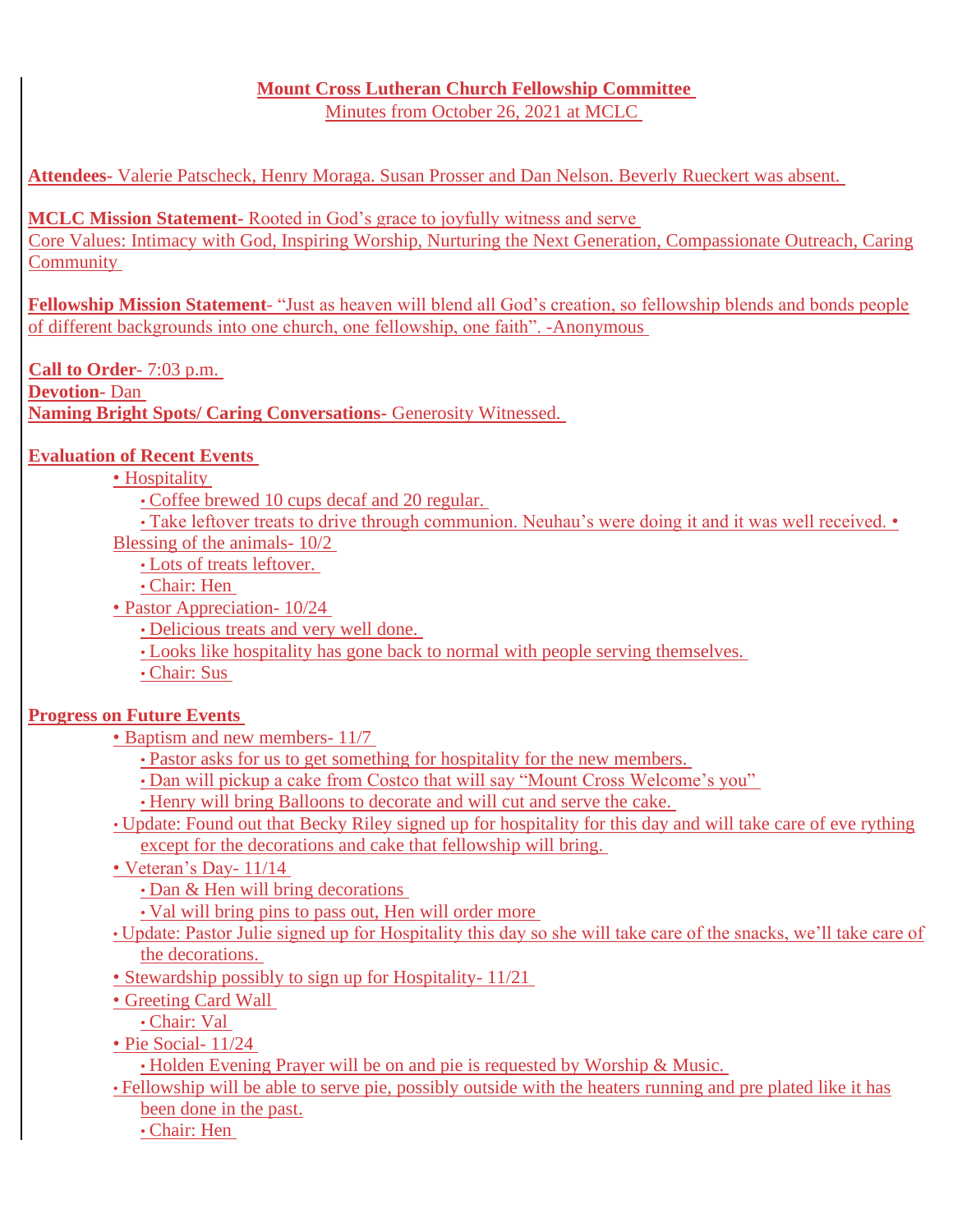**Mount Cross Lutheran Church Fellowship Committee**

Minutes from October 26, 2021 at MCLC

**Attendees-** Valerie Patscheck, Henry Moraga. Susan Prosser and Dan Nelson. Beverly Rueckert was absent.

**MCLC Mission Statement-** Rooted in God's grace to joyfully witness and serve
Core Values: Intimacy with God, Inspiring Worship, Nurturing the Next Generation, Compassionate Outreach, Caring Community

**Fellowship Mission Statement**- "Just as heaven will blend all God's creation, so fellowship blends and bonds people of different backgrounds into one church, one fellowship, one faith". -Anonymous

**Call to Order**- 7:03 p.m.
**Devotion-** Dan
**Naming Bright Spots/ Caring Conversations-** Generosity Witnessed.

**Evaluation of Recent Events**

- Hospitality
  - Coffee brewed 10 cups decaf and 20 regular.
  - Take leftover treats to drive through communion. Neuhau's were doing it and it was well received. •
- Blessing of the animals- 10/2
  - Lots of treats leftover.
  - Chair: Hen
- Pastor Appreciation- 10/24
  - Delicious treats and very well done.
  - Looks like hospitality has gone back to normal with people serving themselves.
  - Chair: Sus

**Progress on Future Events**

- Baptism and new members- 11/7
  - Pastor asks for us to get something for hospitality for the new members.
  - Dan will pickup a cake from Costco that will say "Mount Cross Welcome's you"
  - Henry will bring Balloons to decorate and will cut and serve the cake.
- Update: Found out that Becky Riley signed up for hospitality for this day and will take care of eve rything except for the decorations and cake that fellowship will bring.
- Veteran's Day- 11/14
  - Dan & Hen will bring decorations
  - Val will bring pins to pass out, Hen will order more
- Update: Pastor Julie signed up for Hospitality this day so she will take care of the snacks, we'll take care of the decorations.
- Stewardship possibly to sign up for Hospitality- 11/21
- Greeting Card Wall
  - Chair: Val
- Pie Social- 11/24
  - Holden Evening Prayer will be on and pie is requested by Worship & Music.
- Fellowship will be able to serve pie, possibly outside with the heaters running and pre plated like it has been done in the past.
  - Chair: Hen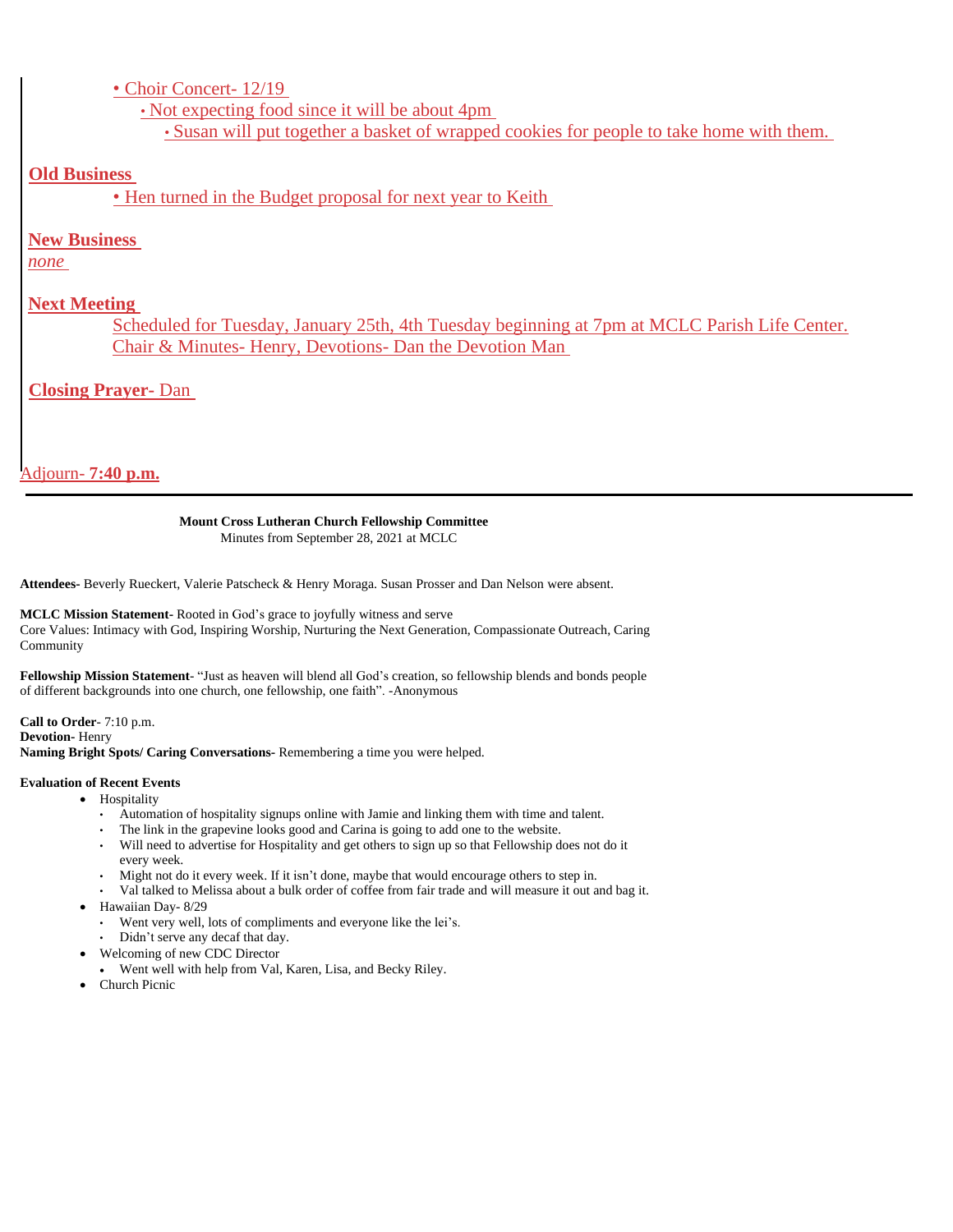- Choir Concert- 12/19
  - Not expecting food since it will be about 4pm
    - Susan will put together a basket of wrapped cookies for people to take home with them.

**Old Business**

- Hen turned in the Budget proposal for next year to Keith

**New Business**

*none*

**Next Meeting**

Scheduled for Tuesday, January 25th, 4th Tuesday beginning at 7pm at MCLC Parish Life Center.
Chair & Minutes- Henry, Devotions- Dan the Devotion Man

**Closing Prayer**- Dan

Adjourn- **7:40 p.m.**

---

**Mount Cross Lutheran Church Fellowship Committee**
Minutes from September 28, 2021 at MCLC

**Attendees-** Beverly Rueckert, Valerie Patscheck & Henry Moraga. Susan Prosser and Dan Nelson were absent.

**MCLC Mission Statement-** Rooted in God's grace to joyfully witness and serve
Core Values: Intimacy with God, Inspiring Worship, Nurturing the Next Generation, Compassionate Outreach, Caring Community

**Fellowship Mission Statement**- "Just as heaven will blend all God's creation, so fellowship blends and bonds people of different backgrounds into one church, one fellowship, one faith". -Anonymous

**Call to Order-** 7:10 p.m.
**Devotion-** Henry
**Naming Bright Spots/ Caring Conversations-** Remembering a time you were helped.

**Evaluation of Recent Events**

- Hospitality
  - Automation of hospitality signups online with Jamie and linking them with time and talent.
  - The link in the grapevine looks good and Carina is going to add one to the website.
  - Will need to advertise for Hospitality and get others to sign up so that Fellowship does not do it every week.
  - Might not do it every week. If it isn't done, maybe that would encourage others to step in.
  - Val talked to Melissa about a bulk order of coffee from fair trade and will measure it out and bag it.
- Hawaiian Day- 8/29
  - Went very well, lots of compliments and everyone like the lei's.
  - Didn't serve any decaf that day.
- Welcoming of new CDC Director
  - Went well with help from Val, Karen, Lisa, and Becky Riley.
- Church Picnic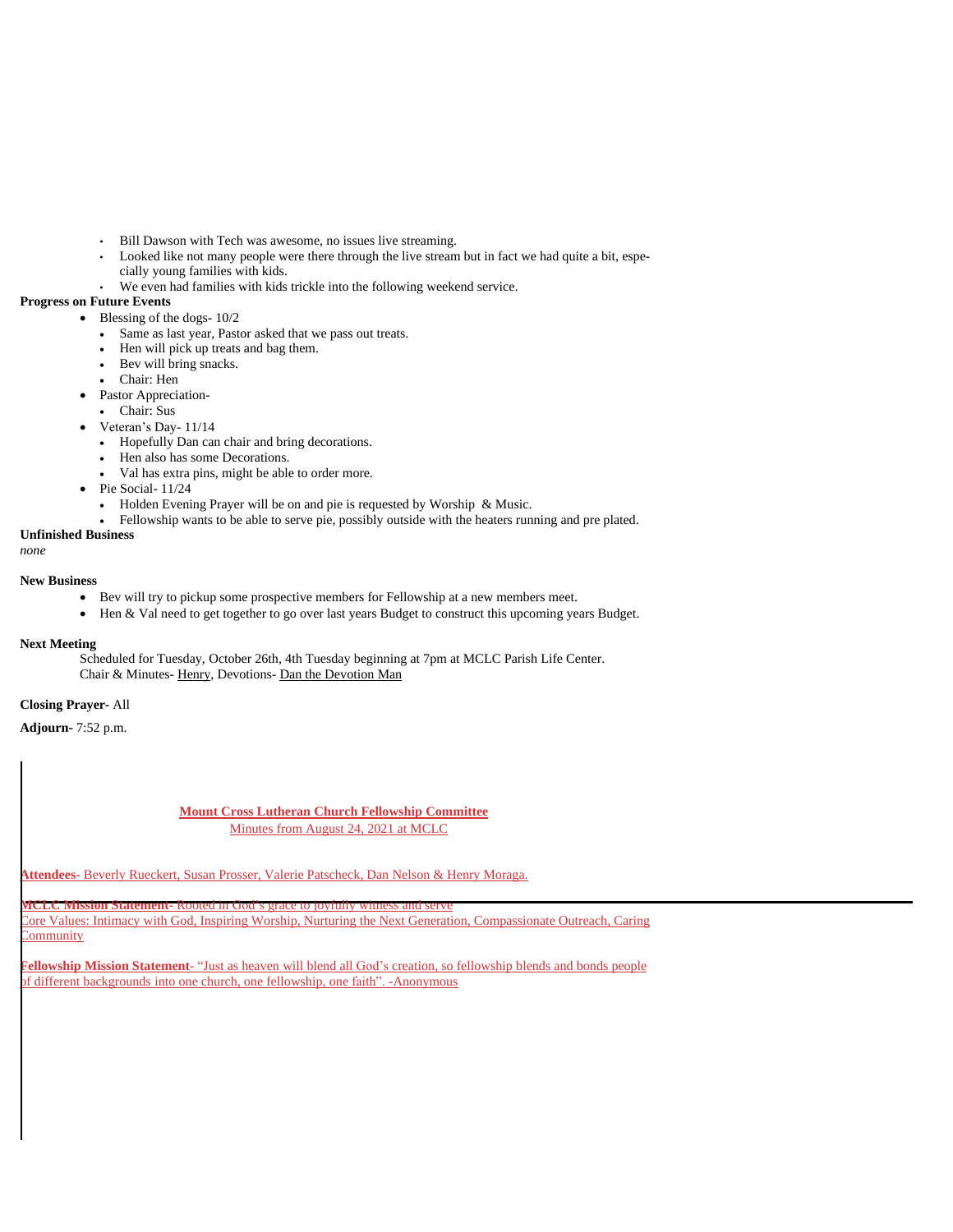- Bill Dawson with Tech was awesome, no issues live streaming.
- Looked like not many people were there through the live stream but in fact we had quite a bit, especially young families with kids.
- We even had families with kids trickle into the following weekend service.

**Progress on Future Events**

- Blessing of the dogs- 10/2
  - Same as last year, Pastor asked that we pass out treats.
  - Hen will pick up treats and bag them.
  - Bev will bring snacks.
  - Chair: Hen
- Pastor Appreciation-
  - Chair: Sus
- Veteran's Day- 11/14
  - Hopefully Dan can chair and bring decorations.
  - Hen also has some Decorations.
  - Val has extra pins, might be able to order more.
- Pie Social- 11/24
  - Holden Evening Prayer will be on and pie is requested by Worship & Music.
  - Fellowship wants to be able to serve pie, possibly outside with the heaters running and pre plated.

**Unfinished Business**

*none*

**New Business**

- Bev will try to pickup some prospective members for Fellowship at a new members meet.
- Hen & Val need to get together to go over last years Budget to construct this upcoming years Budget.

**Next Meeting**

Scheduled for Tuesday, October 26th, 4th Tuesday beginning at 7pm at MCLC Parish Life Center.
Chair & Minutes- Henry, Devotions- Dan the Devotion Man

**Closing Prayer-** All

**Adjourn-** 7:52 p.m.

**Mount Cross Lutheran Church Fellowship Committee**

Minutes from August 24, 2021 at MCLC

**Attendees-** Beverly Rueckert, Susan Prosser, Valerie Patscheck, Dan Nelson & Henry Moraga.

**MCLC Mission Statement-** Rooted in God's grace to joyfully witness and serve
Core Values: Intimacy with God, Inspiring Worship, Nurturing the Next Generation, Compassionate Outreach, Caring Community

**Fellowship Mission Statement-** "Just as heaven will blend all God's creation, so fellowship blends and bonds people of different backgrounds into one church, one fellowship, one faith". -Anonymous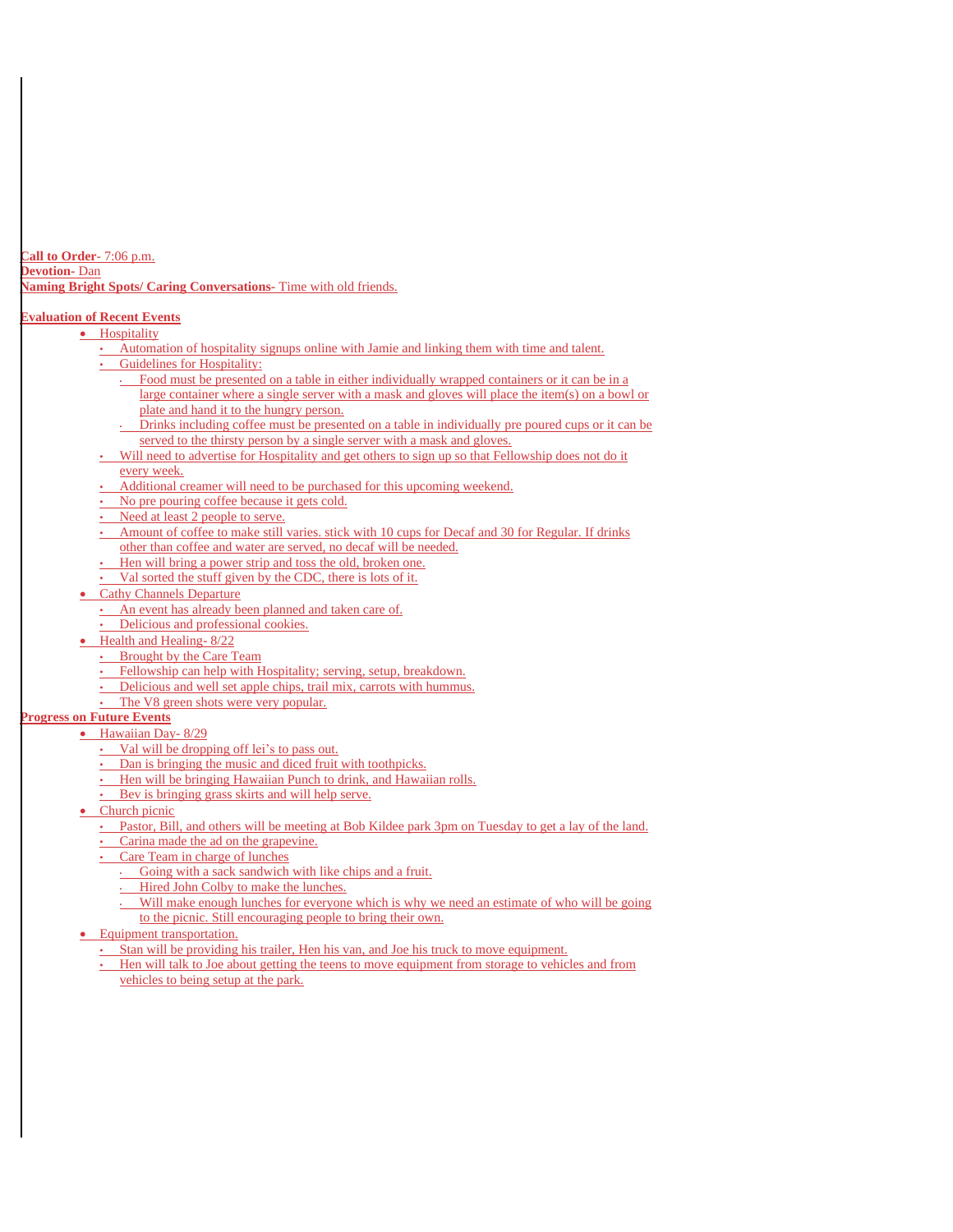**Call to Order**- 7:06 p.m.
**Devotion**- Dan
**Naming Bright Spots/ Caring Conversations**- Time with old friends.

**Evaluation of Recent Events**

- Hospitality
  - Automation of hospitality signups online with Jamie and linking them with time and talent.
  - Guidelines for Hospitality:
    - Food must be presented on a table in either individually wrapped containers or it can be in a large container where a single server with a mask and gloves will place the item(s) on a bowl or plate and hand it to the hungry person.
    - Drinks including coffee must be presented on a table in individually pre poured cups or it can be served to the thirsty person by a single server with a mask and gloves.
  - Will need to advertise for Hospitality and get others to sign up so that Fellowship does not do it every week.
  - Additional creamer will need to be purchased for this upcoming weekend.
  - No pre pouring coffee because it gets cold.
  - Need at least 2 people to serve.
  - Amount of coffee to make still varies. stick with 10 cups for Decaf and 30 for Regular. If drinks other than coffee and water are served, no decaf will be needed.
  - Hen will bring a power strip and toss the old, broken one.
  - Val sorted the stuff given by the CDC, there is lots of it.
- Cathy Channels Departure
  - An event has already been planned and taken care of.
  - Delicious and professional cookies.
- Health and Healing- 8/22
  - Brought by the Care Team
  - Fellowship can help with Hospitality; serving, setup, breakdown.
  - Delicious and well set apple chips, trail mix, carrots with hummus.
  - The V8 green shots were very popular.

**Progress on Future Events**

- Hawaiian Day- 8/29
  - Val will be dropping off lei's to pass out.
  - Dan is bringing the music and diced fruit with toothpicks.
  - Hen will be bringing Hawaiian Punch to drink, and Hawaiian rolls.
  - Bev is bringing grass skirts and will help serve.
- Church picnic
  - Pastor, Bill, and others will be meeting at Bob Kildee park 3pm on Tuesday to get a lay of the land.
  - Carina made the ad on the grapevine.
  - Care Team in charge of lunches
    - Going with a sack sandwich with like chips and a fruit.
    - Hired John Colby to make the lunches.
    - Will make enough lunches for everyone which is why we need an estimate of who will be going to the picnic. Still encouraging people to bring their own.
- Equipment transportation.
  - Stan will be providing his trailer, Hen his van, and Joe his truck to move equipment.
  - Hen will talk to Joe about getting the teens to move equipment from storage to vehicles and from vehicles to being setup at the park.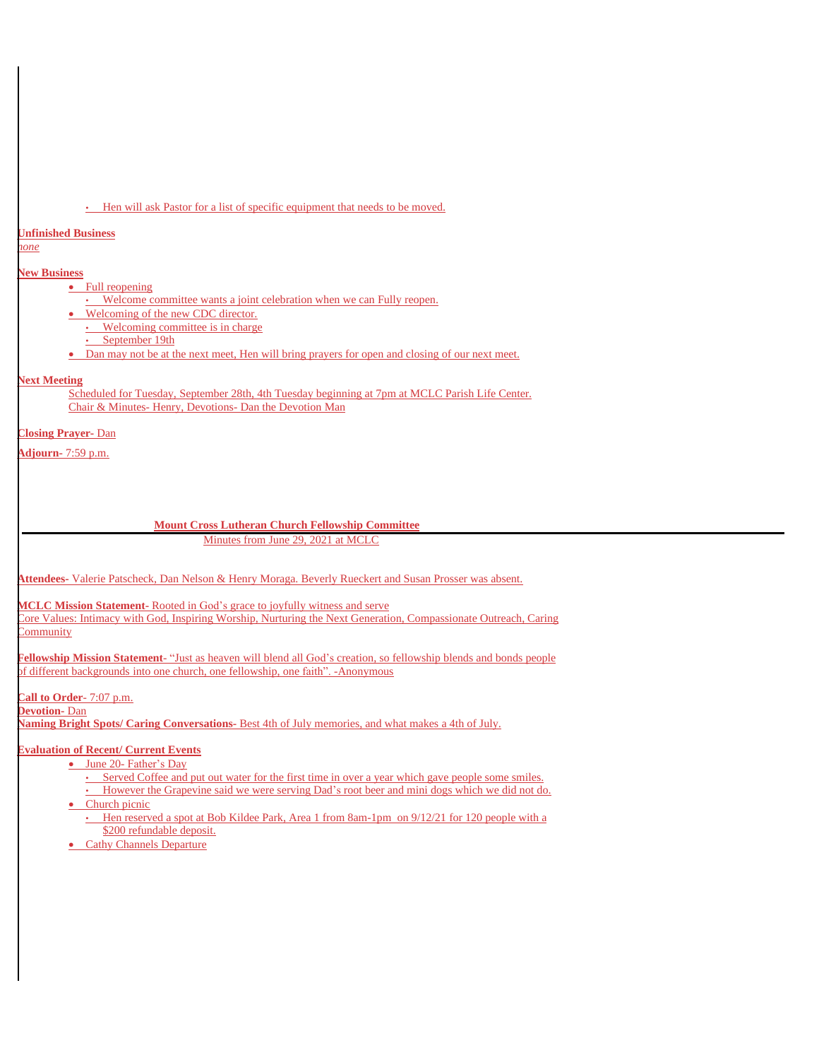- Hen will ask Pastor for a list of specific equipment that needs to be moved.

**Unfinished Business**
*none*

**New Business**

- Full reopening
  - Welcome committee wants a joint celebration when we can Fully reopen.
- Welcoming of the new CDC director.
  - Welcoming committee is in charge
  - September 19th
- Dan may not be at the next meet, Hen will bring prayers for open and closing of our next meet.

**Next Meeting**
Scheduled for Tuesday, September 28th, 4th Tuesday beginning at 7pm at MCLC Parish Life Center.
Chair & Minutes- Henry, Devotions- Dan the Devotion Man

**Closing Prayer-** Dan

**Adjourn-** 7:59 p.m.

## Mount Cross Lutheran Church Fellowship Committee

Minutes from June 29, 2021 at MCLC

**Attendees-** Valerie Patscheck, Dan Nelson & Henry Moraga. Beverly Rueckert and Susan Prosser was absent.

**MCLC Mission Statement-** Rooted in God's grace to joyfully witness and serve
Core Values: Intimacy with God, Inspiring Worship, Nurturing the Next Generation, Compassionate Outreach, Caring Community

**Fellowship Mission Statement-** "Just as heaven will blend all God's creation, so fellowship blends and bonds people of different backgrounds into one church, one fellowship, one faith". -Anonymous

**Call to Order-** 7:07 p.m.
**Devotion-** Dan
**Naming Bright Spots/ Caring Conversations-** Best 4th of July memories, and what makes a 4th of July.

**Evaluation of Recent/ Current Events**

- June 20- Father's Day
  - Served Coffee and put out water for the first time in over a year which gave people some smiles.
  - However the Grapevine said we were serving Dad's root beer and mini dogs which we did not do.
- Church picnic
  - Hen reserved a spot at Bob Kildee Park, Area 1 from 8am-1pm on 9/12/21 for 120 people with a $200 refundable deposit.
- Cathy Channels Departure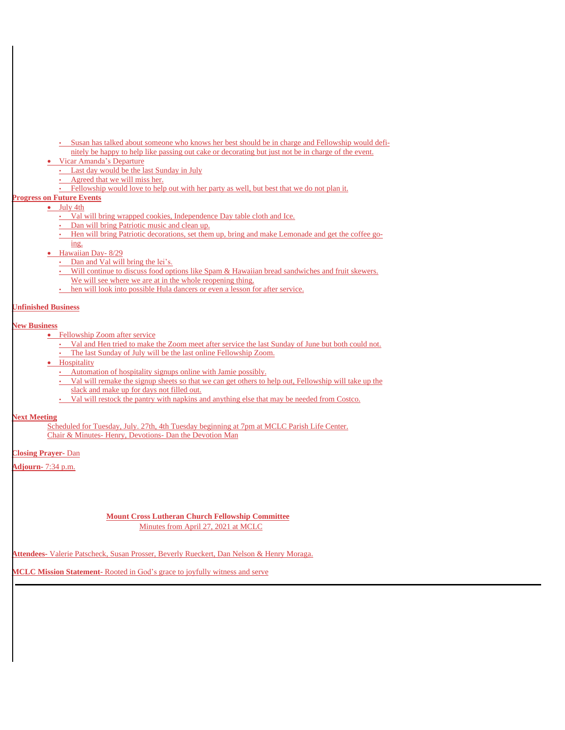- Susan has talked about someone who knows her best should be in charge and Fellowship would definitely be happy to help like passing out cake or decorating but just not be in charge of the event.
- Vicar Amanda's Departure
  - Last day would be the last Sunday in July
  - Agreed that we will miss her.
  - Fellowship would love to help out with her party as well, but best that we do not plan it.

**Progress on Future Events**

- July 4th
  - Val will bring wrapped cookies, Independence Day table cloth and Ice.
  - Dan will bring Patriotic music and clean up.
  - Hen will bring Patriotic decorations, set them up, bring and make Lemonade and get the coffee going.
- Hawaiian Day- 8/29
  - Dan and Val will bring the lei's.
  - Will continue to discuss food options like Spam & Hawaiian bread sandwiches and fruit skewers. We will see where we are at in the whole reopening thing.
  - hen will look into possible Hula dancers or even a lesson for after service.

**Unfinished Business**

**New Business**

- Fellowship Zoom after service
  - Val and Hen tried to make the Zoom meet after service the last Sunday of June but both could not.
  - The last Sunday of July will be the last online Fellowship Zoom.
- Hospitality
  - Automation of hospitality signups online with Jamie possibly.
  - Val will remake the signup sheets so that we can get others to help out, Fellowship will take up the slack and make up for days not filled out.
  - Val will restock the pantry with napkins and anything else that may be needed from Costco.

**Next Meeting**

Scheduled for Tuesday, July. 27th, 4th Tuesday beginning at 7pm at MCLC Parish Life Center.
Chair & Minutes- Henry, Devotions- Dan the Devotion Man

**Closing Prayer-** Dan

**Adjourn-** 7:34 p.m.

**Mount Cross Lutheran Church Fellowship Committee**

Minutes from April 27, 2021 at MCLC

**Attendees-** Valerie Patscheck, Susan Prosser, Beverly Rueckert, Dan Nelson & Henry Moraga.

**MCLC Mission Statement-** Rooted in God's grace to joyfully witness and serve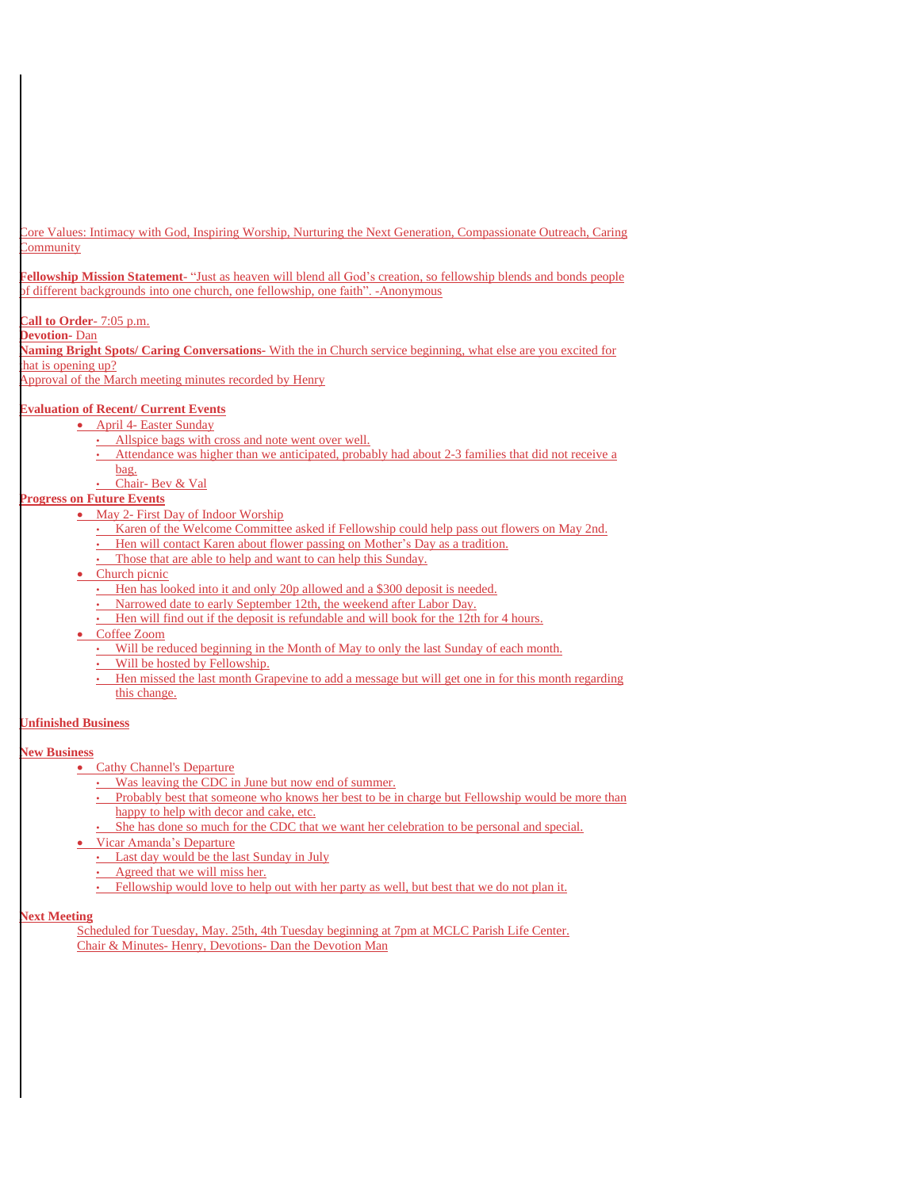Core Values: Intimacy with God, Inspiring Worship, Nurturing the Next Generation, Compassionate Outreach, Caring Community

**Fellowship Mission Statement**- "Just as heaven will blend all God's creation, so fellowship blends and bonds people of different backgrounds into one church, one fellowship, one faith". -Anonymous

**Call to Order**- 7:05 p.m.
**Devotion-** Dan
**Naming Bright Spots/ Caring Conversations**- With the in Church service beginning, what else are you excited for that is opening up?
Approval of the March meeting minutes recorded by Henry

**Evaluation of Recent/ Current Events**

- April 4- Easter Sunday
  - Allspice bags with cross and note went over well.
  - Attendance was higher than we anticipated, probably had about 2-3 families that did not receive a bag.
  - Chair- Bev & Val

**Progress on Future Events**

- May 2- First Day of Indoor Worship
  - Karen of the Welcome Committee asked if Fellowship could help pass out flowers on May 2nd.
  - Hen will contact Karen about flower passing on Mother's Day as a tradition.
  - Those that are able to help and want to can help this Sunday.
- Church picnic
  - Hen has looked into it and only 20p allowed and a $300 deposit is needed.
  - Narrowed date to early September 12th, the weekend after Labor Day.
  - Hen will find out if the deposit is refundable and will book for the 12th for 4 hours.
- Coffee Zoom
  - Will be reduced beginning in the Month of May to only the last Sunday of each month.
  - Will be hosted by Fellowship.
  - Hen missed the last month Grapevine to add a message but will get one in for this month regarding this change.

**Unfinished Business**

**New Business**

- Cathy Channel's Departure
  - Was leaving the CDC in June but now end of summer.
  - Probably best that someone who knows her best to be in charge but Fellowship would be more than happy to help with decor and cake, etc.
  - She has done so much for the CDC that we want her celebration to be personal and special.
- Vicar Amanda's Departure
  - Last day would be the last Sunday in July
  - Agreed that we will miss her.
  - Fellowship would love to help out with her party as well, but best that we do not plan it.

**Next Meeting**

Scheduled for Tuesday, May. 25th, 4th Tuesday beginning at 7pm at MCLC Parish Life Center.
Chair & Minutes- Henry, Devotions- Dan the Devotion Man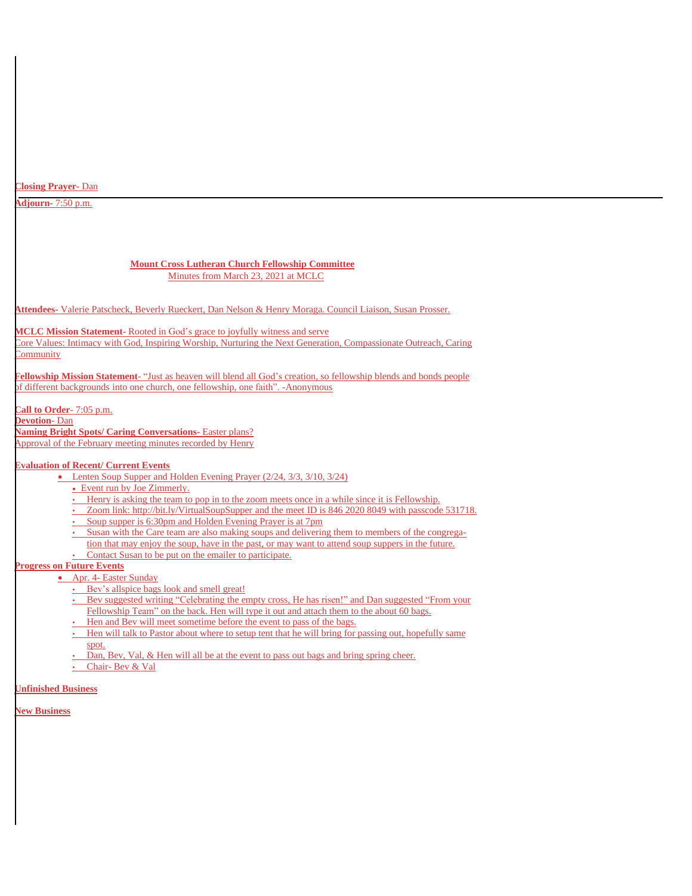**Closing Prayer**- Dan

**Adjourn**- 7:50 p.m.

**Mount Cross Lutheran Church Fellowship Committee**

Minutes from March 23, 2021 at MCLC

**Attendees**- Valerie Patscheck, Beverly Rueckert, Dan Nelson & Henry Moraga. Council Liaison, Susan Prosser.

**MCLC Mission Statement**- Rooted in God's grace to joyfully witness and serve
Core Values: Intimacy with God, Inspiring Worship, Nurturing the Next Generation, Compassionate Outreach, Caring Community

**Fellowship Mission Statement**- "Just as heaven will blend all God's creation, so fellowship blends and bonds people of different backgrounds into one church, one fellowship, one faith". -Anonymous

**Call to Order**- 7:05 p.m.
**Devotion-** Dan
**Naming Bright Spots/ Caring Conversations-** Easter plans?
Approval of the February meeting minutes recorded by Henry

**Evaluation of Recent/ Current Events**

- Lenten Soup Supper and Holden Evening Prayer (2/24, 3/3, 3/10, 3/24)
  - Event run by Joe Zimmerly.
  - Henry is asking the team to pop in to the zoom meets once in a while since it is Fellowship.
  - Zoom link: http://bit.ly/VirtualSoupSupper and the meet ID is 846 2020 8049 with passcode 531718.
  - Soup supper is 6:30pm and Holden Evening Prayer is at 7pm
  - Susan with the Care team are also making soups and delivering them to members of the congregation that may enjoy the soup, have in the past, or may want to attend soup suppers in the future.
  - Contact Susan to be put on the emailer to participate.

**Progress on Future Events**

- Apr. 4- Easter Sunday
  - Bev's allspice bags look and smell great!
  - Bev suggested writing "Celebrating the empty cross, He has risen!" and Dan suggested "From your Fellowship Team" on the back. Hen will type it out and attach them to the about 60 bags.
  - Hen and Bev will meet sometime before the event to pass of the bags.
  - Hen will talk to Pastor about where to setup tent that he will bring for passing out, hopefully same spot.
  - Dan, Bev, Val, & Hen will all be at the event to pass out bags and bring spring cheer.
  - Chair- Bev & Val

**Unfinished Business**

**New Business**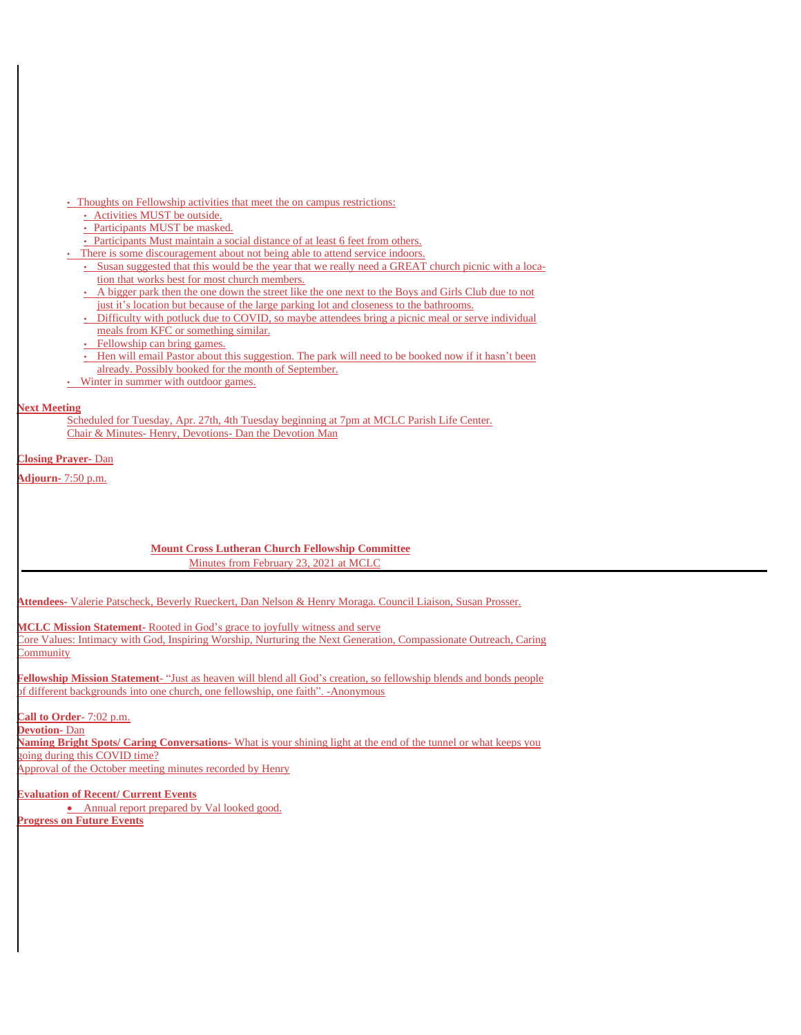- Thoughts on Fellowship activities that meet the on campus restrictions:
  - Activities MUST be outside.
  - Participants MUST be masked.
  - Participants Must maintain a social distance of at least 6 feet from others.
- There is some discouragement about not being able to attend service indoors.
  - Susan suggested that this would be the year that we really need a GREAT church picnic with a location that works best for most church members.
  - A bigger park then the one down the street like the one next to the Boys and Girls Club due to not just it's location but because of the large parking lot and closeness to the bathrooms.
  - Difficulty with potluck due to COVID, so maybe attendees bring a picnic meal or serve individual meals from KFC or something similar.
  - Fellowship can bring games.
  - Hen will email Pastor about this suggestion. The park will need to be booked now if it hasn't been already. Possibly booked for the month of September.
- Winter in summer with outdoor games.

**Next Meeting**

Scheduled for Tuesday, Apr. 27th, 4th Tuesday beginning at 7pm at MCLC Parish Life Center.
Chair & Minutes- Henry, Devotions- Dan the Devotion Man

**Closing Prayer-** Dan

**Adjourn-** 7:50 p.m.

## Mount Cross Lutheran Church Fellowship Committee

Minutes from February 23, 2021 at MCLC

---

**Attendees-** Valerie Patscheck, Beverly Rueckert, Dan Nelson & Henry Moraga. Council Liaison, Susan Prosser.

**MCLC Mission Statement-** Rooted in God's grace to joyfully witness and serve
Core Values: Intimacy with God, Inspiring Worship, Nurturing the Next Generation, Compassionate Outreach, Caring Community

**Fellowship Mission Statement-** "Just as heaven will blend all God's creation, so fellowship blends and bonds people of different backgrounds into one church, one fellowship, one faith". -Anonymous

**Call to Order-** 7:02 p.m.
**Devotion-** Dan
**Naming Bright Spots/ Caring Conversations-** What is your shining light at the end of the tunnel or what keeps you going during this COVID time?
Approval of the October meeting minutes recorded by Henry

**Evaluation of Recent/ Current Events**

- Annual report prepared by Val looked good.

**Progress on Future Events**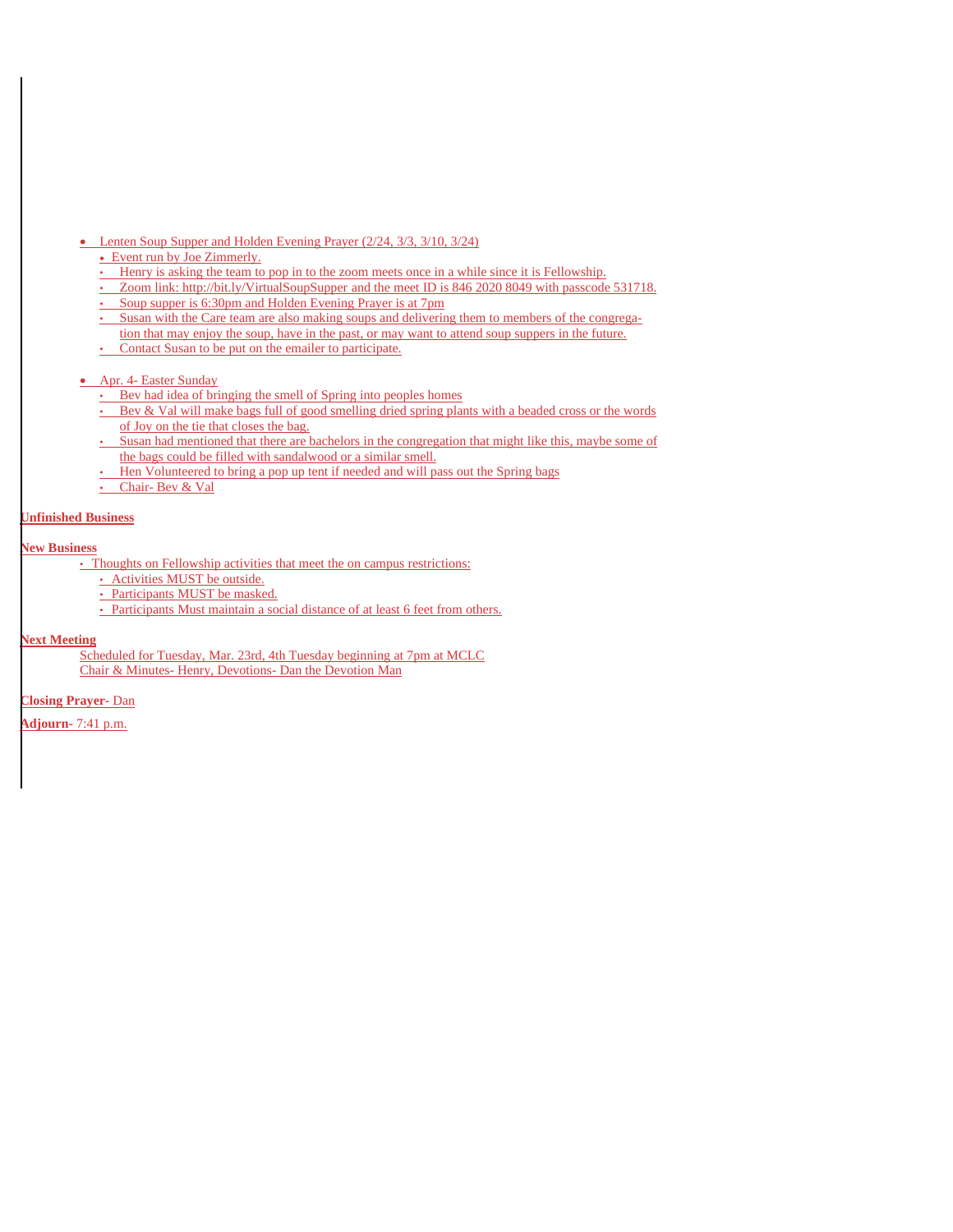- Lenten Soup Supper and Holden Evening Prayer (2/24, 3/3, 3/10, 3/24)
  - Event run by Joe Zimmerly.
  - Henry is asking the team to pop in to the zoom meets once in a while since it is Fellowship.
  - Zoom link: http://bit.ly/VirtualSoupSupper and the meet ID is 846 2020 8049 with passcode 531718.
  - Soup supper is 6:30pm and Holden Evening Prayer is at 7pm
  - Susan with the Care team are also making soups and delivering them to members of the congregation that may enjoy the soup, have in the past, or may want to attend soup suppers in the future.
  - Contact Susan to be put on the emailer to participate.

- Apr. 4- Easter Sunday
  - Bev had idea of bringing the smell of Spring into peoples homes
  - Bev & Val will make bags full of good smelling dried spring plants with a beaded cross or the words of Joy on the tie that closes the bag.
  - Susan had mentioned that there are bachelors in the congregation that might like this, maybe some of the bags could be filled with sandalwood or a similar smell.
  - Hen Volunteered to bring a pop up tent if needed and will pass out the Spring bags
  - Chair- Bev & Val

**Unfinished Business**

**New Business**

- Thoughts on Fellowship activities that meet the on campus restrictions:
  - Activities MUST be outside.
  - Participants MUST be masked.
  - Participants Must maintain a social distance of at least 6 feet from others.

**Next Meeting**

Scheduled for Tuesday, Mar. 23rd, 4th Tuesday beginning at 7pm at MCLC
Chair & Minutes- Henry, Devotions- Dan the Devotion Man

**Closing Prayer-** Dan

**Adjourn-** 7:41 p.m.